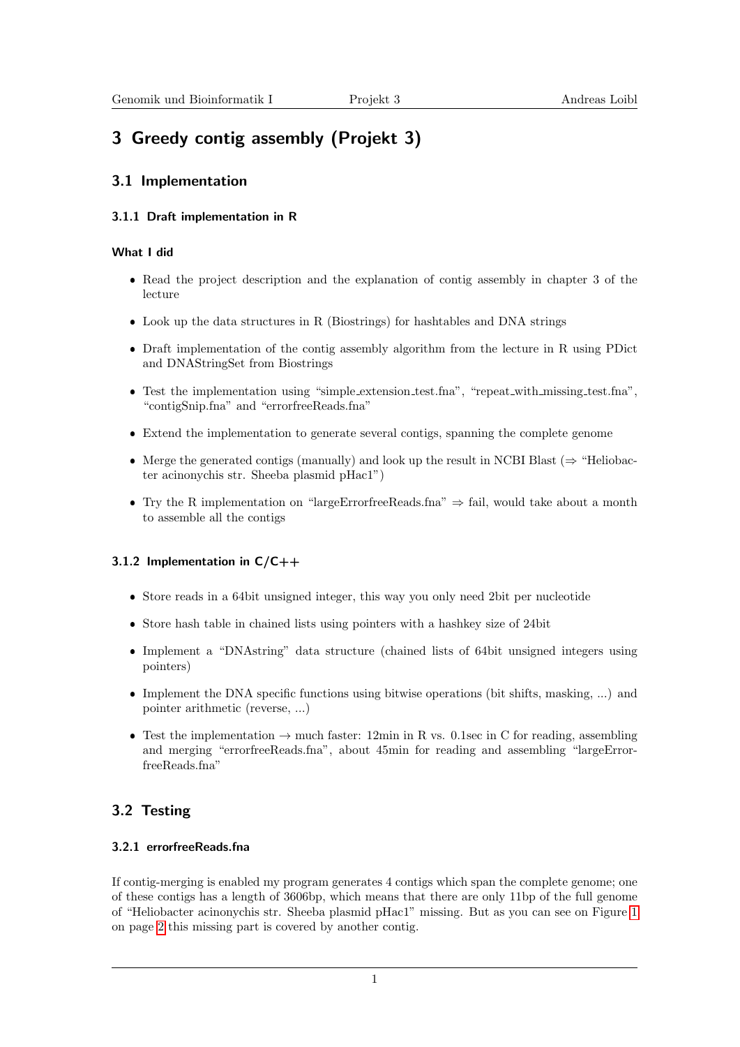# 3 Greedy contig assembly (Projekt 3)

## 3.1 Implementation

### 3.1.1 Draft implementation in R

#### What I did

- Read the project description and the explanation of contig assembly in chapter 3 of the lecture
- Look up the data structures in R (Biostrings) for hashtables and DNA strings
- Draft implementation of the contig assembly algorithm from the lecture in R using PDict and DNAStringSet from Biostrings
- Test the implementation using "simple_extension_test.fna", "repeat_with_missing_test.fna", "contigSnip.fna" and "errorfreeReads.fna"
- Extend the implementation to generate several contigs, spanning the complete genome
- Merge the generated contigs (manually) and look up the result in NCBI Blast (⇒ "Heliobacter acinonychis str. Sheeba plasmid pHac1")
- Try the R implementation on "largeErrorfreeReads.fna" ⇒ fail, would take about a month to assemble all the contigs

### 3.1.2 Implementation in C/C++

- Store reads in a 64bit unsigned integer, this way you only need 2bit per nucleotide
- Store hash table in chained lists using pointers with a hashkey size of 24bit
- Implement a "DNAstring" data structure (chained lists of 64bit unsigned integers using pointers)
- Implement the DNA specific functions using bitwise operations (bit shifts, masking, ...) and pointer arithmetic (reverse, ...)
- Test the implementation → much faster: 12min in R vs. 0.1sec in C for reading, assembling and merging "errorfreeReads.fna", about 45min for reading and assembling "largeErrorfreeReads.fna"

## 3.2 Testing

### 3.2.1 errorfreeReads.fna

If contig-merging is enabled my program generates 4 contigs which span the complete genome; one of these contigs has a length of 3606bp, which means that there are only 11bp of the full genome of "Heliobacter acinonychis str. Sheeba plasmid pHac1" missing. But as you can see on Figure 1 on page 2 this missing part is covered by another contig.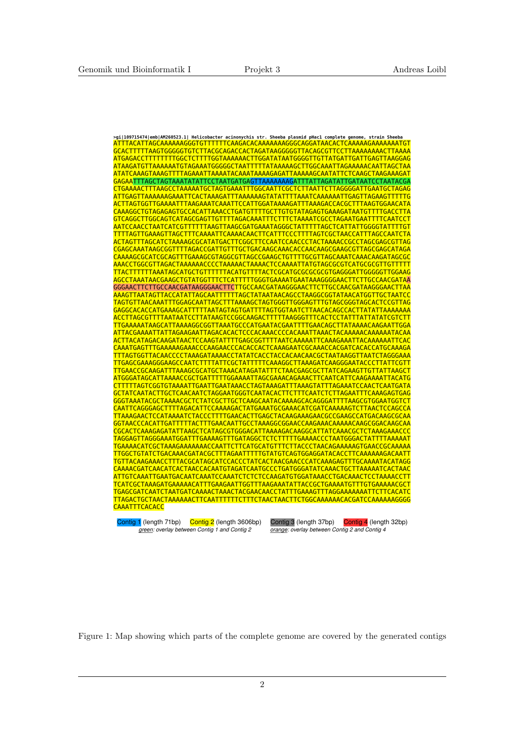```
>gi|109715474|emb|AM260523.1| Helicobacter acinonychis str. Sheeba plasmid pHac1 complete genome, strain Sheeba
ATTTACATTAGCAAAAAAGGGTGTTTTTTCAAGACACAAAAAAAGGGCAGGATAACACTCAAAAAGAAAAAAATGT
GCACTTTTTAAGTGGGGGTGTCTTACGCAGACCACTAGATAAGGGGGTTACAGCGTTCCTTAAAAAAAACTTAAAA
ATGAGACCTTTTTTTTGGCTCTTTTGGTAAAAAACTTGGATATAATGGGGTTGTTATGATTGATTGAGTTAAGGAG
ATAAGATGTTAAAAAATGTAGAAATGGGGGCTAATTTTTATAAAAAGCTTGGCAAATTAGAAAAACAATTAGCTAA
ATATCAAAGTAAAGTTTTAGAAATTAAAATACAAATAAAAGAGATTAAAAAGCAATATTCTCAAGCTAAGAAAGAT
GAGAATTTAGCTAGTAAATATATTCCTAATGATGAGTTAAAAAAAGATTTATTAGATATTGATAATCCTAATACGA
CTGAAAACTTTAAGCCTAAAAATGCTAGTGAAATTTGGCAATTCGCTCTTAATTCTTAGGGGATTGAATGCTAGAG
ATTGAGTTAAAAAAGAAATTCACTAAAGATTTAAAAAAGTATATTTTAAATCAAAAAATTGAGTTAGAAGTTTTTG
ACTTAGTGGTTGAAAATTTAAGAAATCAAATTCCATTGGATAAAAGATTTAAAGACCACGCTTTAAGTGGAACATA
CAAAGGCTGTAGAGAGTGCCACATTAAACCTGATGTTTTGCTTGTGTATAGAGTGAAAGATAATGTTTTGACCTTA
GTCAGGCTTGGCAGTCATAGCGAGTTGTTTTAGACAAATTTCTTTCTAAAATCGCCTAGAATGAATTTTCAATCCT
AATCCAACCTAATCATCGTTTTTTAAGTTAAGCGATGAAATAGGGCTATTTTTAGCTCATTATTGGGGTATTTTGT
TTTTAGTTGAAAGTTAGCTTTCAAAATTCAAAACAACTTCATTTCCCTTTTAGTCGCTAACCATTTAGCCAATCTA
ACTAGTTTAGCATCTAAAAGCGCATATGACTTCGGCTTCCAATCCAACCCTACTAAAACCGCCTAGCGAGCGTTAG
CGAGCAAATAAGCGGTTTTAGACCGATTGTTTGCTGACAAGCAAACACCAACAAGCGAAGCGTTAGCGAGCATAGA
CAAAAGCGCATCGCAGTTTGAAAGCGTAGGCGTTAGCCGAAGCTGTTTTGCGTTAGCAAATCAAACAAGATAGCGC
AAACCTGGCGTTAGACTAAAAAACCCCTAAAAACTAAAACTCCAAAATTAATGTAGCGCGTCATGCGCGTTGTTTTT
TTACTTTTTTAAATAGCATGCTGTTTTTTACATGTTTTACTCGCATGCGCGCGCGTGAGGGATTGGGGGTTGGAAG
AGCCTAAATAACGAAGCTGTATGGTTTCTCATTTTTGGGTGAAAATGAATAAAGGGGAACTTCTTGCCAACGATAA
GGGAACTTCTTGCCAACGATAAGGGAACTTCTTGCCAACGATAAGGGAACTTCTTGCCAACGATAAGGGAACTTAA
AAAGTTAATAGTTACCATATTAGCAATTTTTTAGCTATAATAACAGCCTAAGGCGGTATAACATGGTTGCTAATCC
TAGTGTTAACCAAATTTGGAGCAATTAGCTTTAAAAGCTAGTGGGTTGGGAGTTTGTAGCGGGTAGCACTCCGTTAG
GAGGCACACCATGAAAGCATTTTTAATAGTAGTGATTTTAGTGGTAATCTTAACACAGCCACTTATATTAAAAAAA
ACCTTAGCGTTTTAATAATCCTTATAAGTCCGGCAAGACTTTTTAAGGGTTTCACTCCTATTTATTATATCGTCTT
TTGAAAAATAAGCATTAAAAGGCGGTTAAATGCCCATGAATACGAATTTTGAACAGCTTATAAAACAAGAATTGGA
ATTACGAAAATTATTAGAAGAATTAGACACACTCCCACAAACCCCACAAATTAAACTACAAAAACAAAAAATACAA
ACTTACATAGACAAGATAACTCCAAGTATTTTGAGCGGTTTTAATCAAAAATTCAAAGAAATTACAAAAAATTCAC
CAAATGAGTTTGAAAAAGAAACCCAAGAACCCACACCACTCAAAGAATCGCAAACCACGATCACACCATGCAAAGA
TTTAGTGGTTACAACCCCTAAAGATAAAACCTATATCACCTACCACAACAACGCTAATAAGGTTAATCTAGGGAAA
TTGAGCGAAAGGGAAGCCAATCTTTTATTCGCTATTTTTCAAAGGCTTAAAGATCAAGGGAATACCCTTATTCGTT
TTGAACCGCAAGATTTAAAGCGCATGCTAAACATAGATATTTCTAACGAGCGCTTATCAGAAGTTGTTATTAAGCT
ATGGGATAGCATTAAAACCGCTGATTTTTGGAAAATTAGCGAAACAGAAACTTCAATCATTCAAGAAAATTACATG
CTTTTTAGTCGGTGTAAAATTGAATTGAATAAACCTAGTAAAGATTTAAAGTATTTAGAAATCCAACTCAATGATA
GCTATCAATACTTGCTCAACAATCTAGGAATGGGTCAATACACTTCTTTCAATCTCTTAGAATTTCAAAGAGTGAG
GGGTAAATACGCTAAAACGCTCTATCGCTTGCTCAAGCAATACAAAAGCACAGGGATTTTAAGCGTGGAATGGTCT
CAATTCAGGGAGCTTTTAGACATTCCAAAAGACTATGAAATGCGAAACATCGATCAAAAAGTCTTAACTCCAGCCA
TTAAAGAACTCCATAAAATCTACCCTTTTGAACACTTGAGCTACAAGAAAGAACGCCGAAGCCATGACAAGCGCAA
GGTAACCCACATTGATTTTTACTTTGAACAATTGCCTAAAGGCGGAACCAAGAAACAAAAACAAGCGGACAAGCAA
CGCACTCAAAGAGATATTAAGCTCATAGCGTGGGACATTAAAAGACAAGGCATTATCAAACGCTCTAAAGAAACCC
TAGGAGTTAGGGAAATGGATTTGAAAAGTTTGATAGGCTCTCTTTTTGAAAACCCTAATGGGACTATTTTAAAAAT
TGAAAACATCGCTAAAGAAAAAAACCAATTCTTCATGCATGTTTCTTACCCTAACAGAAAAAGTGAACCGCAAAAA
TTGGCTGTATCTGACAAACGATACGCTTTAGAATTTTTTGTATGTCAGTGGAGGATACACCTTCAAAAAAGACAATT
TGTTACAAGAAACCTTTACGCATAGCATCCACCCTATCACTAACGAACCCATCAAAGAGTTTGCAAAATACATAGG
CAAAACGATCAACATCACTAACCACAATGTAGATCAATGCCCTGATGGGATATCAAACTGCTTAAAAATCACTAAC
ATTGTCAAATTGAATGACAATCAAATCCAAATCTCTCTCCAAGATGTGGATAAACCTGACAAACTCCTAAAACCTT
TCATCGCTAAAGATGAAAAACATTTGAAGAATTGGTTTAAGAAATATTACCGCTGAAAATGTTTGTGAAAAACGCT
TGAGCGATCAATCTAATGATCAAAACTAAACTACGAACAACCTATTTGAAAGTTTAGGAAAAAAATTCTTCACATC
TTAGACTGCTAACTAAAAAACTTCAATTTTTTCTTTCTAACTAACTTCTGGCAAAAAACACGATCCAAAAAAGGGG
CAAATTTCACACC
```

Contig 1 (length 71bp) Contig 2 (length 3606bp) Contig 3 (length 37bp) Contig 4 (length 32bp)

*green: overlay between Contig 1 and Contig 2* *orange: overlay between Contig 2 and Contig 4*

Figure 1: Map showing which parts of the complete genome are covered by the generated contigs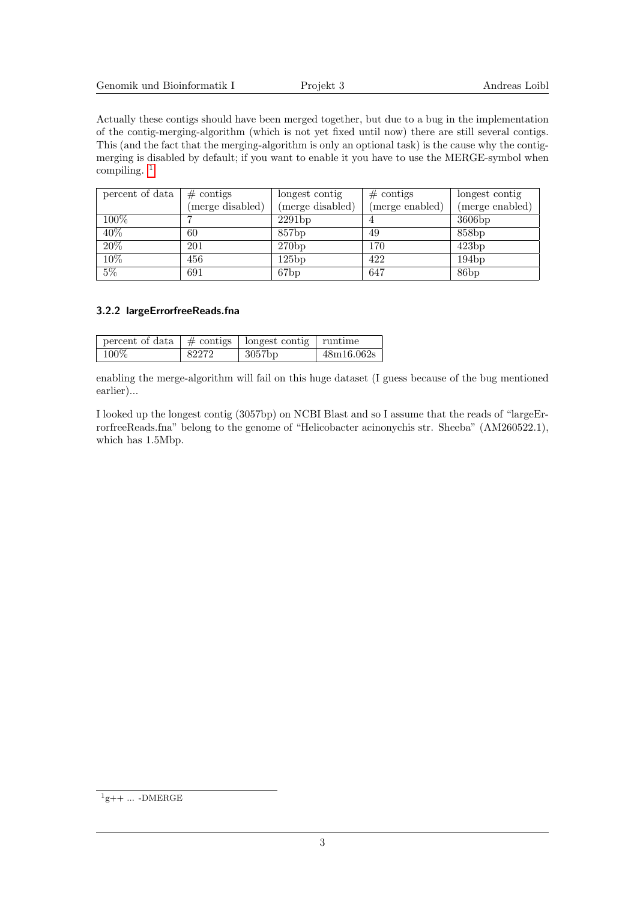Actually these contigs should have been merged together, but due to a bug in the implementation of the contig-merging-algorithm (which is not yet fixed until now) there are still several contigs. This (and the fact that the merging-algorithm is only an optional task) is the cause why the contig-merging is disabled by default; if you want to enable it you have to use the MERGE-symbol when compiling. [1]

| percent of data | # contigs (merge disabled) | longest contig (merge disabled) | # contigs (merge enabled) | longest contig (merge enabled) |
|---|---|---|---|---|
| 100% | 7 | 2291bp | 4 | 3606bp |
| 40% | 60 | 857bp | 49 | 858bp |
| 20% | 201 | 270bp | 170 | 423bp |
| 10% | 456 | 125bp | 422 | 194bp |
| 5% | 691 | 67bp | 647 | 86bp |

### 3.2.2 largeErrorfreeReads.fna

| percent of data | # contigs | longest contig | runtime |
|---|---|---|---|
| 100% | 82272 | 3057bp | 48m16.062s |

enabling the merge-algorithm will fail on this huge dataset (I guess because of the bug mentioned earlier)...

I looked up the longest contig (3057bp) on NCBI Blast and so I assume that the reads of "largeErrorfreeReads.fna" belong to the genome of "Helicobacter acinonychis str. Sheeba" (AM260522.1), which has 1.5Mbp.

[1] g++ ... -DMERGE